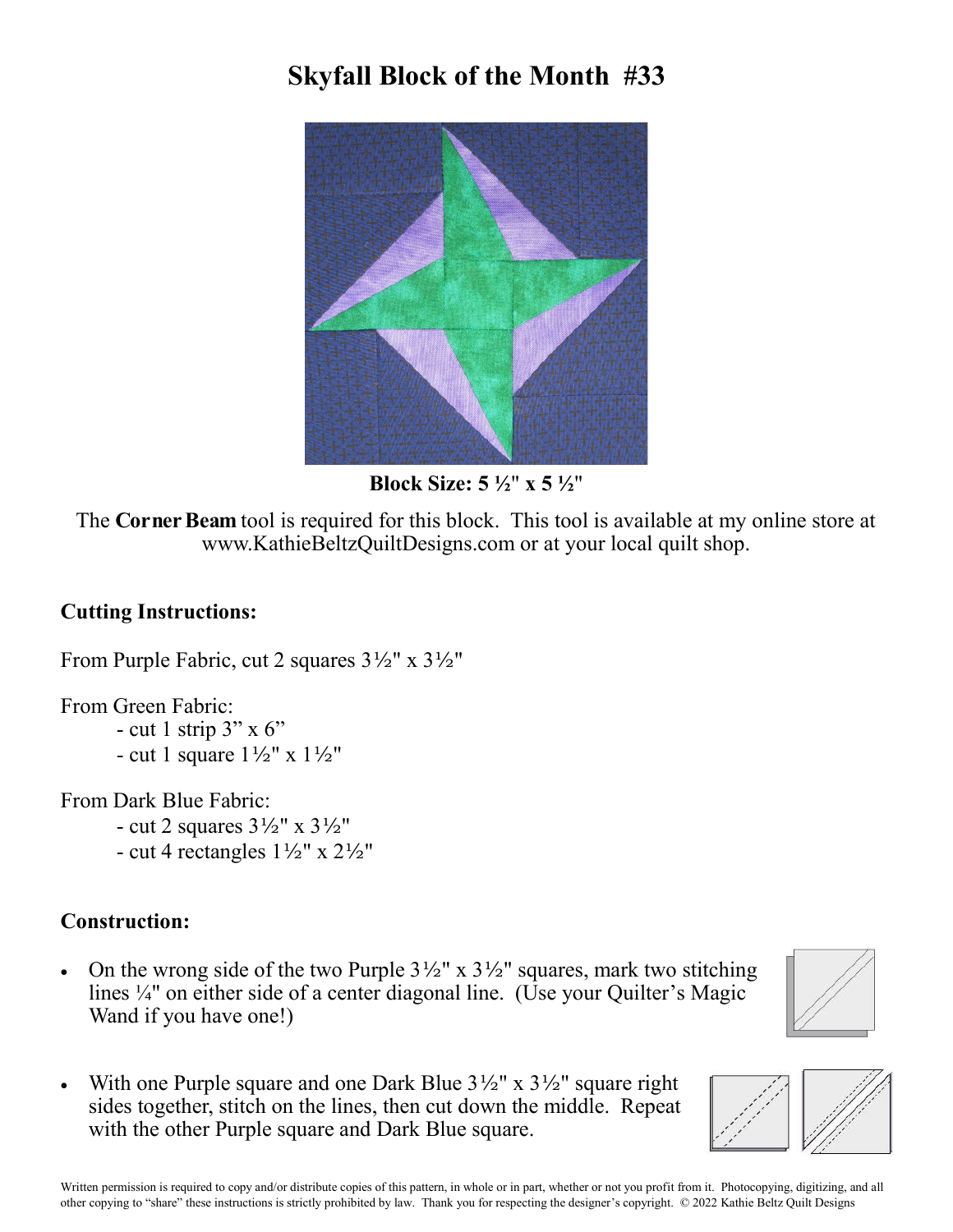# Skyfall Block of the Month #33

**Block Size: 5 ½" x 5 ½"**

The **Corner Beam** tool is required for this block. This tool is available at my online store at www.KathieBeltzQuiltDesigns.com or at your local quilt shop.

## Cutting Instructions:

From Purple Fabric, cut 2 squares 3½" x 3½"

From Green Fabric:
- cut 1 strip 3" x 6"
- cut 1 square 1½" x 1½"

From Dark Blue Fabric:
- cut 2 squares 3½" x 3½"
- cut 4 rectangles 1½" x 2½"

## Construction:

- On the wrong side of the two Purple 3½" x 3½" squares, mark two stitching lines ¼" on either side of a center diagonal line. (Use your Quilter's Magic Wand if you have one!)

- With one Purple square and one Dark Blue 3½" x 3½" square right sides together, stitch on the lines, then cut down the middle. Repeat with the other Purple square and Dark Blue square.

Written permission is required to copy and/or distribute copies of this pattern, in whole or in part, whether or not you profit from it. Photocopying, digitizing, and all other copying to "share" these instructions is strictly prohibited by law. Thank you for respecting the designer's copyright. © 2022 Kathie Beltz Quilt Designs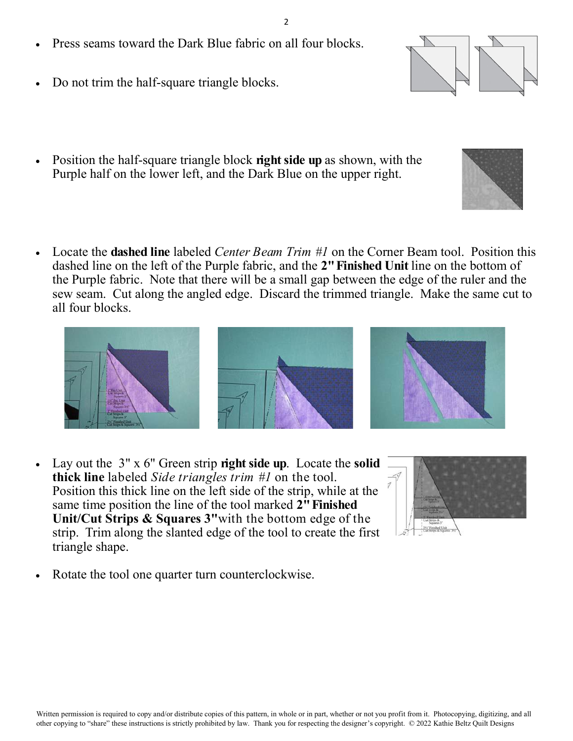- Press seams toward the Dark Blue fabric on all four blocks.
- Do not trim the half-square triangle blocks.

- Position the half-square triangle block **right side up** as shown, with the Purple half on the lower left, and the Dark Blue on the upper right.

- Locate the **dashed line** labeled *Center Beam Trim #1* on the Corner Beam tool. Position this dashed line on the left of the Purple fabric, and the **2" Finished Unit** line on the bottom of the Purple fabric. Note that there will be a small gap between the edge of the ruler and the sew seam. Cut along the angled edge. Discard the trimmed triangle. Make the same cut to all four blocks.

- Lay out the 3" x 6" Green strip **right side up**. Locate the **solid thick line** labeled *Side triangles trim #1* on the tool. Position this thick line on the left side of the strip, while at the same time position the line of the tool marked **2" Finished Unit/Cut Strips & Squares 3"** with the bottom edge of the strip. Trim along the slanted edge of the tool to create the first triangle shape.

- Rotate the tool one quarter turn counterclockwise.

Written permission is required to copy and/or distribute copies of this pattern, in whole or in part, whether or not you profit from it. Photocopying, digitizing, and all other copying to "share" these instructions is strictly prohibited by law. Thank you for respecting the designer's copyright. © 2022 Kathie Beltz Quilt Designs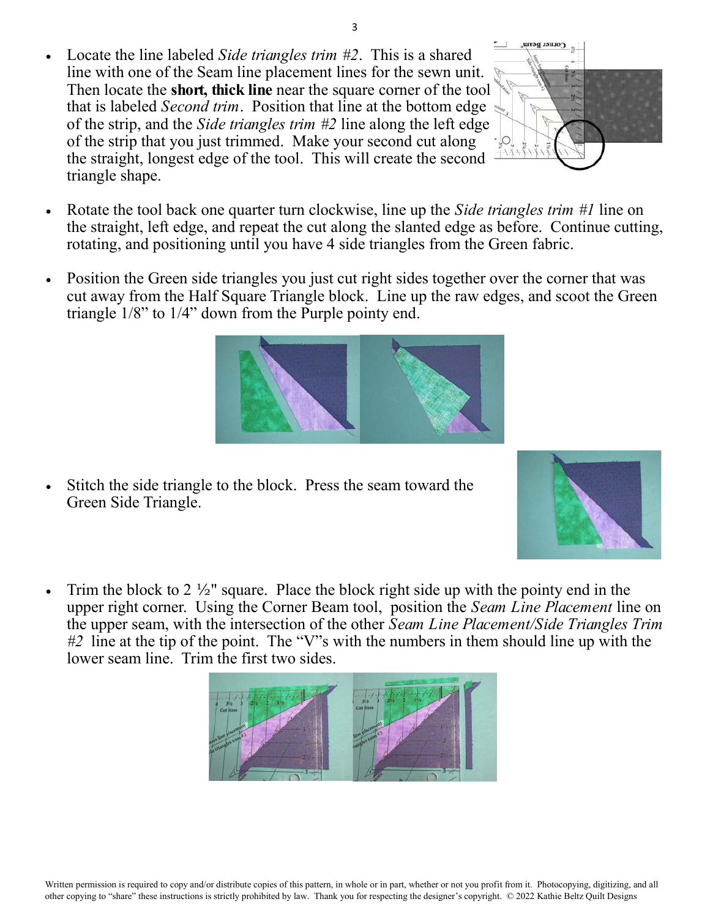- Locate the line labeled *Side triangles trim #2*. This is a shared line with one of the Seam line placement lines for the sewn unit. Then locate the **short, thick line** near the square corner of the tool that is labeled *Second trim*. Position that line at the bottom edge of the strip, and the *Side triangles trim #2* line along the left edge of the strip that you just trimmed. Make your second cut along the straight, longest edge of the tool. This will create the second triangle shape.

- Rotate the tool back one quarter turn clockwise, line up the *Side triangles trim #1* line on the straight, left edge, and repeat the cut along the slanted edge as before. Continue cutting, rotating, and positioning until you have 4 side triangles from the Green fabric.

- Position the Green side triangles you just cut right sides together over the corner that was cut away from the Half Square Triangle block. Line up the raw edges, and scoot the Green triangle 1/8" to 1/4" down from the Purple pointy end.

- Stitch the side triangle to the block. Press the seam toward the Green Side Triangle.

- Trim the block to 2 ½" square. Place the block right side up with the pointy end in the upper right corner. Using the Corner Beam tool, position the *Seam Line Placement* line on the upper seam, with the intersection of the other *Seam Line Placement/Side Triangles Trim #2* line at the tip of the point. The "V"s with the numbers in them should line up with the lower seam line. Trim the first two sides.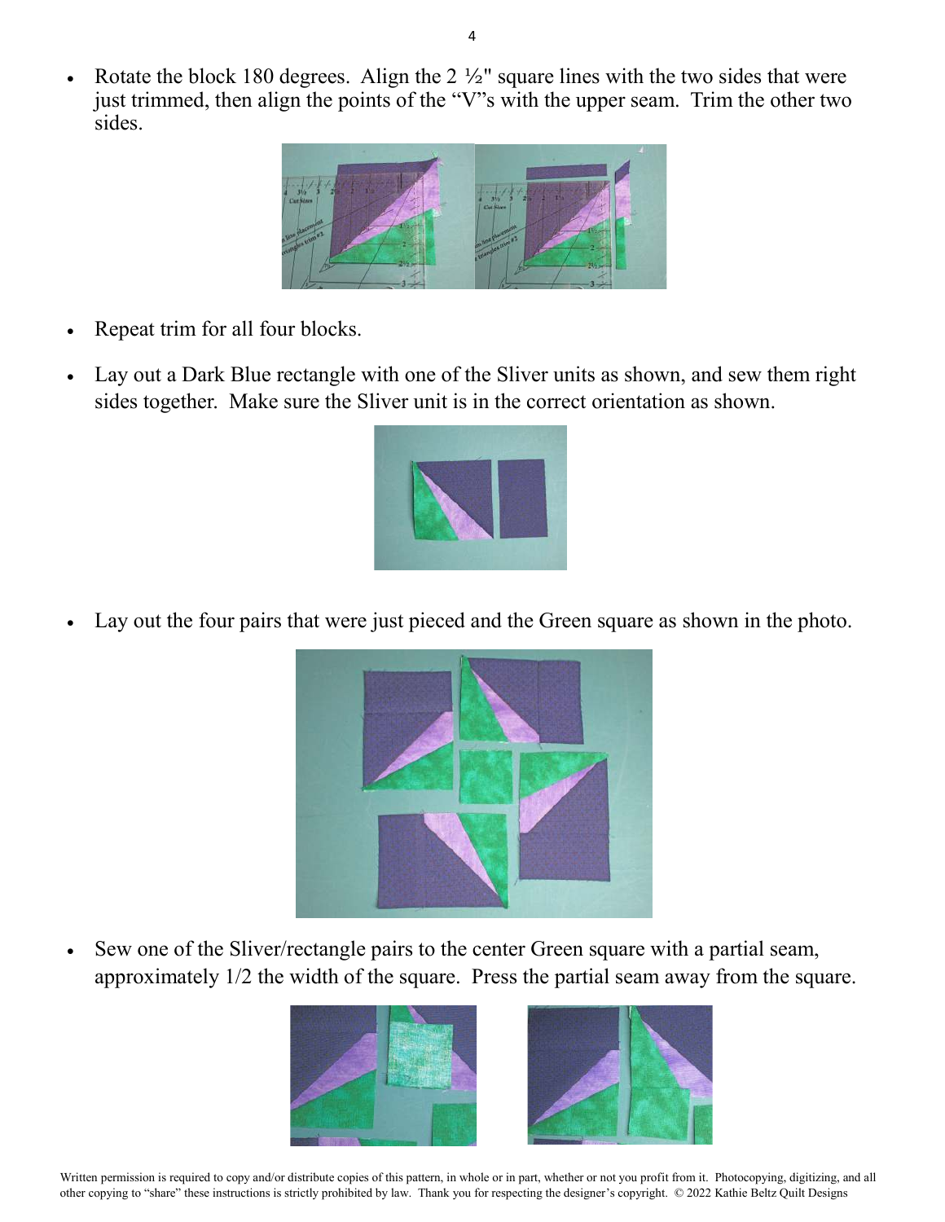- Rotate the block 180 degrees. Align the 2 ½" square lines with the two sides that were just trimmed, then align the points of the "V"s with the upper seam. Trim the other two sides.

- Repeat trim for all four blocks.

- Lay out a Dark Blue rectangle with one of the Sliver units as shown, and sew them right sides together. Make sure the Sliver unit is in the correct orientation as shown.

- Lay out the four pairs that were just pieced and the Green square as shown in the photo.

- Sew one of the Sliver/rectangle pairs to the center Green square with a partial seam, approximately 1/2 the width of the square. Press the partial seam away from the square.

Written permission is required to copy and/or distribute copies of this pattern, in whole or in part, whether or not you profit from it. Photocopying, digitizing, and all other copying to "share" these instructions is strictly prohibited by law. Thank you for respecting the designer's copyright. © 2022 Kathie Beltz Quilt Designs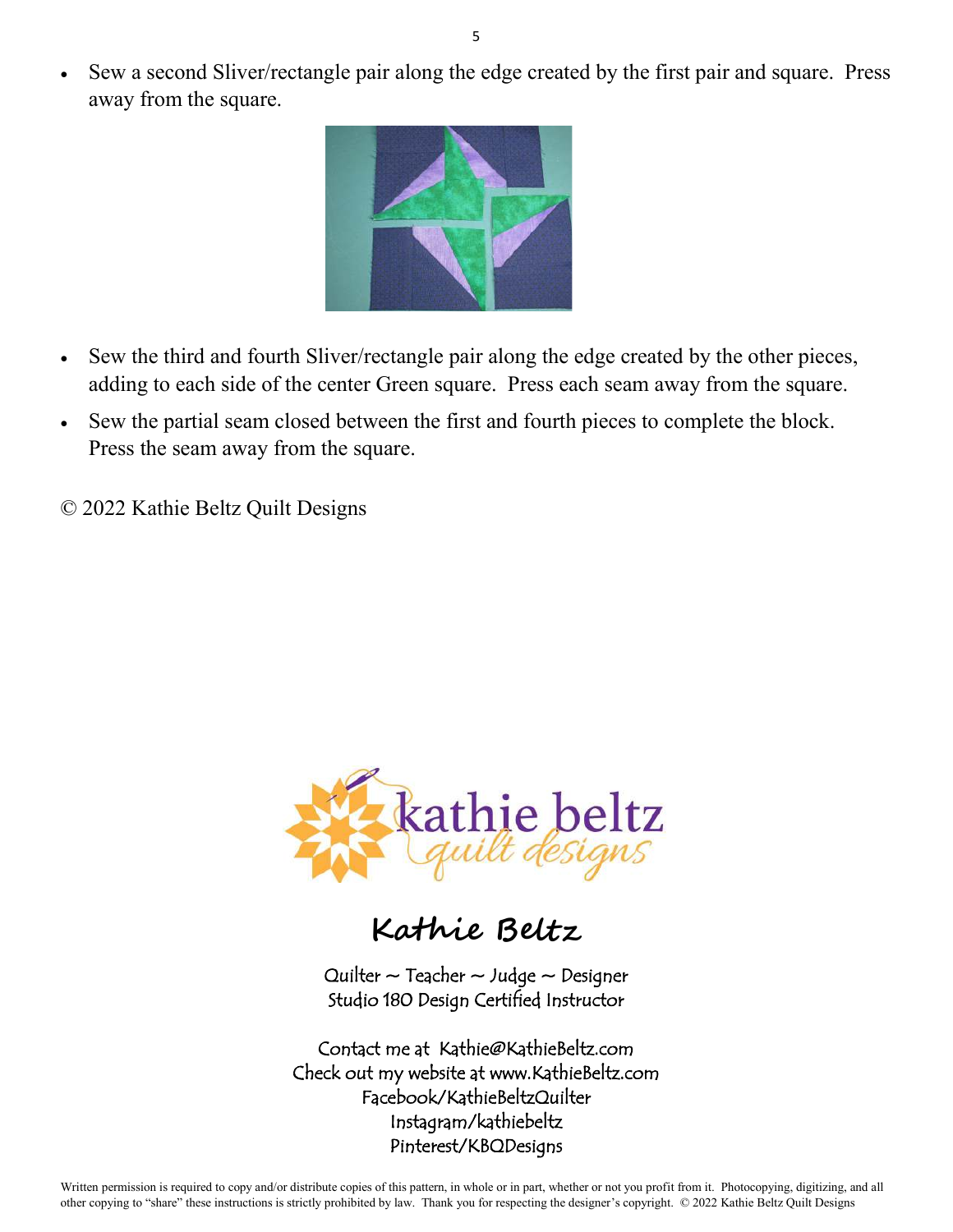- Sew a second Sliver/rectangle pair along the edge created by the first pair and square. Press away from the square.

- Sew the third and fourth Sliver/rectangle pair along the edge created by the other pieces, adding to each side of the center Green square. Press each seam away from the square.
- Sew the partial seam closed between the first and fourth pieces to complete the block. Press the seam away from the square.

© 2022 Kathie Beltz Quilt Designs

kathie beltz
*quilt designs*

**Kathie Beltz**

Quilter ~ Teacher ~ Judge ~ Designer
Studio 180 Design Certified Instructor

Contact me at Kathie@KathieBeltz.com
Check out my website at www.KathieBeltz.com
Facebook/KathieBeltzQuilter
Instagram/kathiebeltz
Pinterest/KBQDesigns

Written permission is required to copy and/or distribute copies of this pattern, in whole or in part, whether or not you profit from it. Photocopying, digitizing, and all other copying to "share" these instructions is strictly prohibited by law. Thank you for respecting the designer's copyright. © 2022 Kathie Beltz Quilt Designs